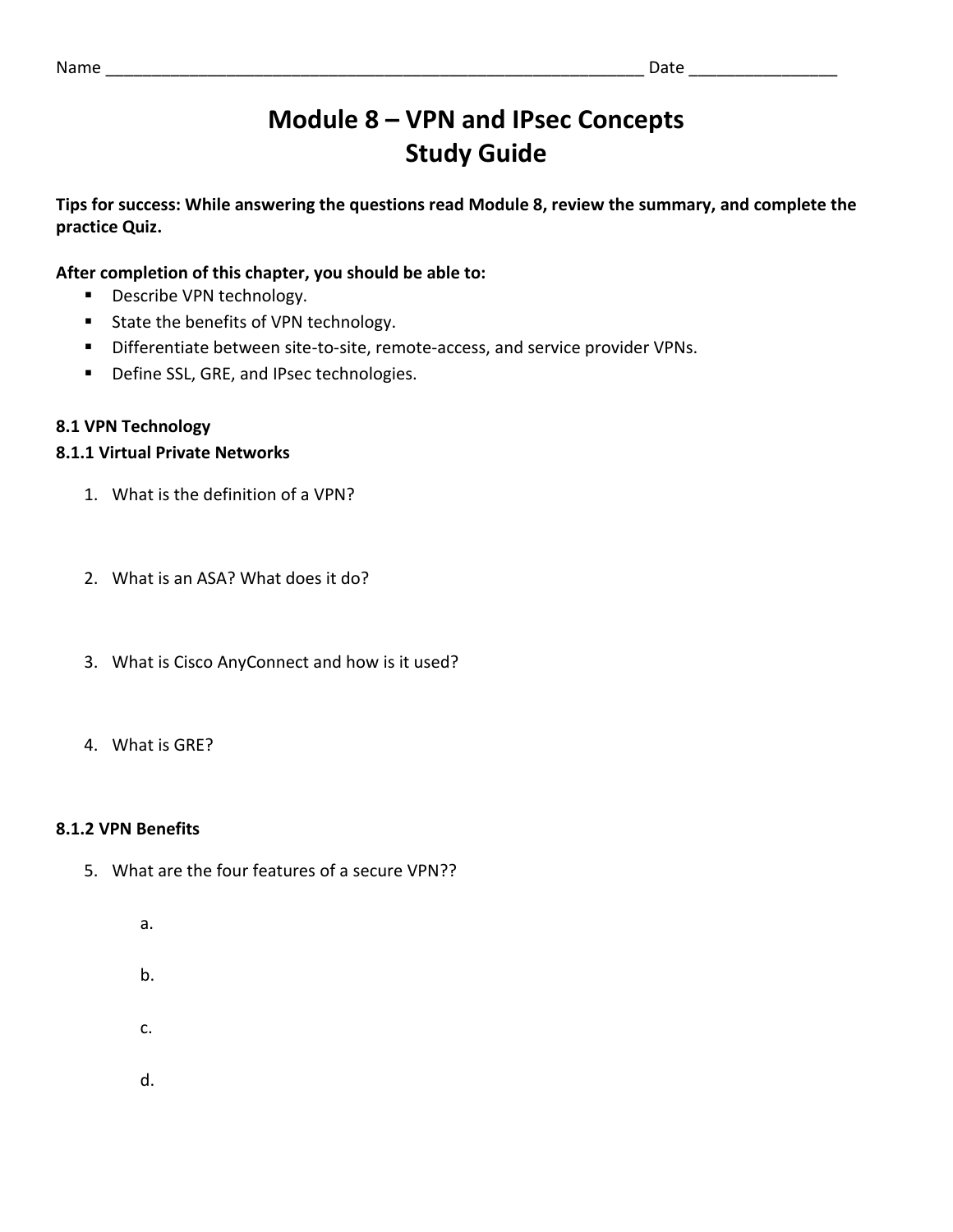Name ____________________________________________________________ Date ________________

# Module 8 – VPN and IPsec Concepts
# Study Guide

**Tips for success: While answering the questions read Module 8, review the summary, and complete the practice Quiz.**

**After completion of this chapter, you should be able to:**

- Describe VPN technology.
- State the benefits of VPN technology.
- Differentiate between site-to-site, remote-access, and service provider VPNs.
- Define SSL, GRE, and IPsec technologies.

**8.1 VPN Technology**

**8.1.1 Virtual Private Networks**

1. What is the definition of a VPN?

2. What is an ASA? What does it do?

3. What is Cisco AnyConnect and how is it used?

4. What is GRE?

**8.1.2 VPN Benefits**

5. What are the four features of a secure VPN??

   a.

   b.

   c.

   d.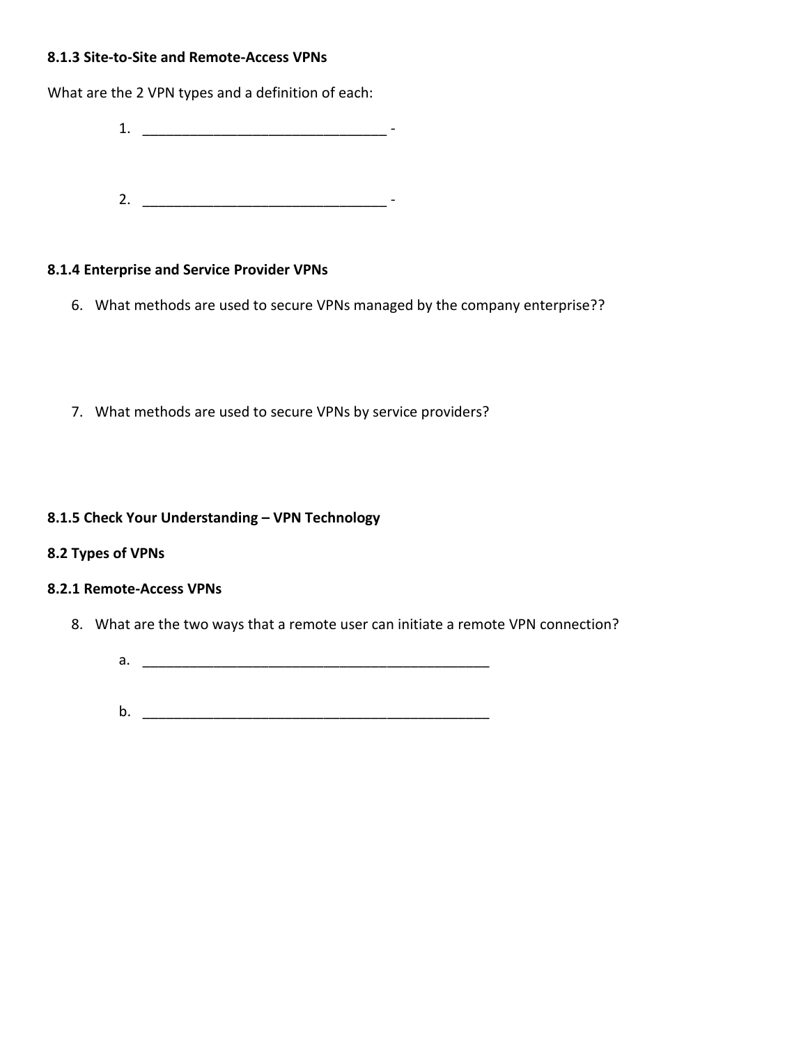**8.1.3 Site-to-Site and Remote-Access VPNs**

What are the 2 VPN types and a definition of each:

1. _______________________________ -

2. _______________________________ -

**8.1.4 Enterprise and Service Provider VPNs**

6. What methods are used to secure VPNs managed by the company enterprise??

7. What methods are used to secure VPNs by service providers?

**8.1.5 Check Your Understanding – VPN Technology**

**8.2 Types of VPNs**

**8.2.1 Remote-Access VPNs**

8. What are the two ways that a remote user can initiate a remote VPN connection?

    a. _____________________________________________

    b. _____________________________________________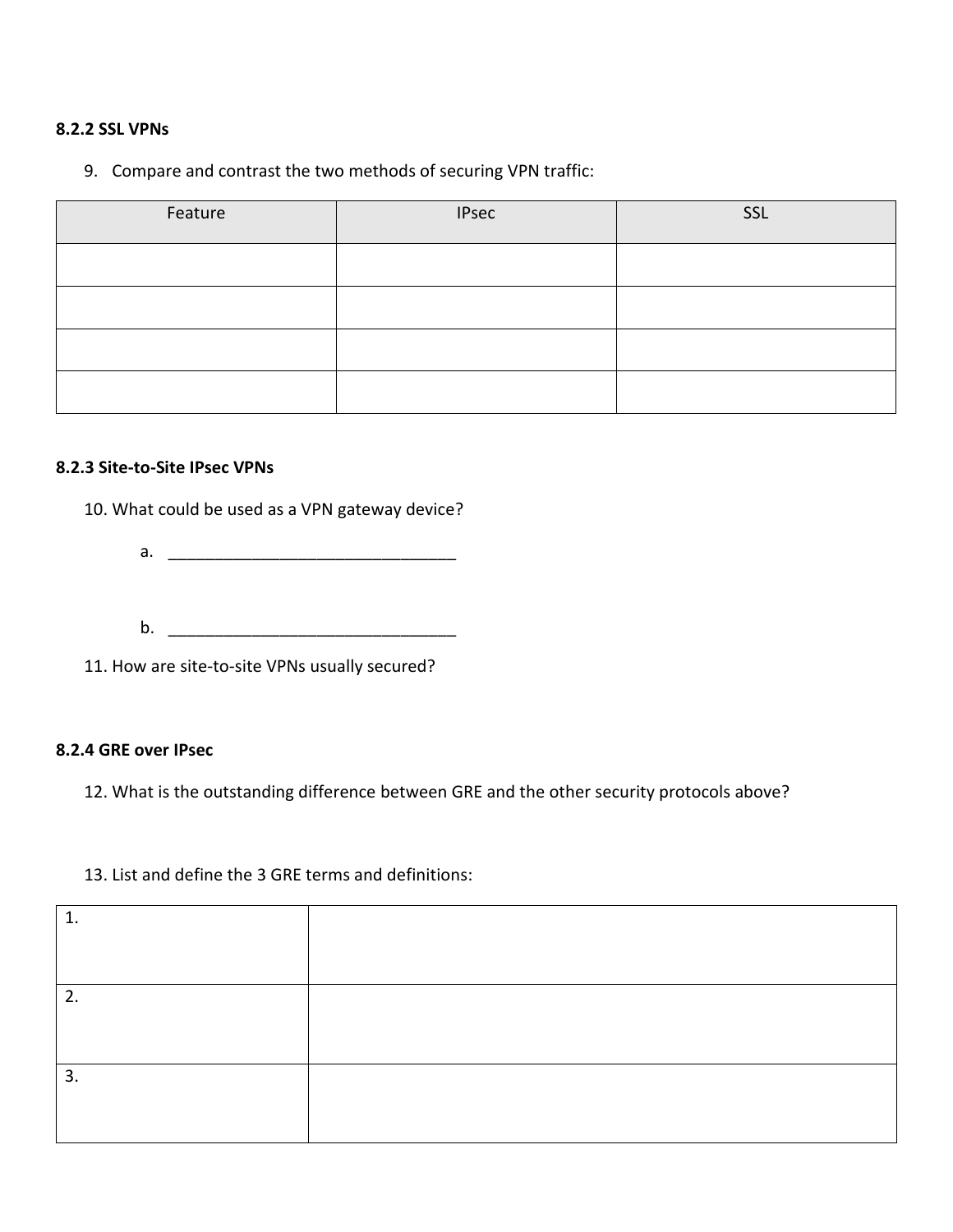### 8.2.2 SSL VPNs

9. Compare and contrast the two methods of securing VPN traffic:

| Feature | IPsec | SSL |
|---|---|---|
| | | |
| | | |
| | | |
| | | |

### 8.2.3 Site-to-Site IPsec VPNs

10. What could be used as a VPN gateway device?

    a. _______________________________

    b. _______________________________

11. How are site-to-site VPNs usually secured?

### 8.2.4 GRE over IPsec

12. What is the outstanding difference between GRE and the other security protocols above?

13. List and define the 3 GRE terms and definitions:

| | |
|---|---|
| 1. | |
| 2. | |
| 3. | |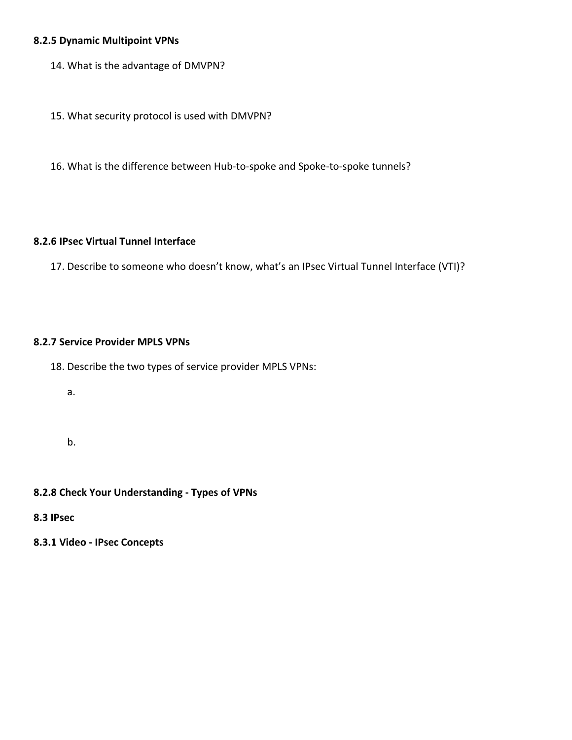**8.2.5 Dynamic Multipoint VPNs**

14. What is the advantage of DMVPN?

15. What security protocol is used with DMVPN?

16. What is the difference between Hub-to-spoke and Spoke-to-spoke tunnels?

**8.2.6 IPsec Virtual Tunnel Interface**

17. Describe to someone who doesn't know, what's an IPsec Virtual Tunnel Interface (VTI)?

**8.2.7 Service Provider MPLS VPNs**

18. Describe the two types of service provider MPLS VPNs:

   a.

   b.

**8.2.8 Check Your Understanding - Types of VPNs**

**8.3 IPsec**

**8.3.1 Video - IPsec Concepts**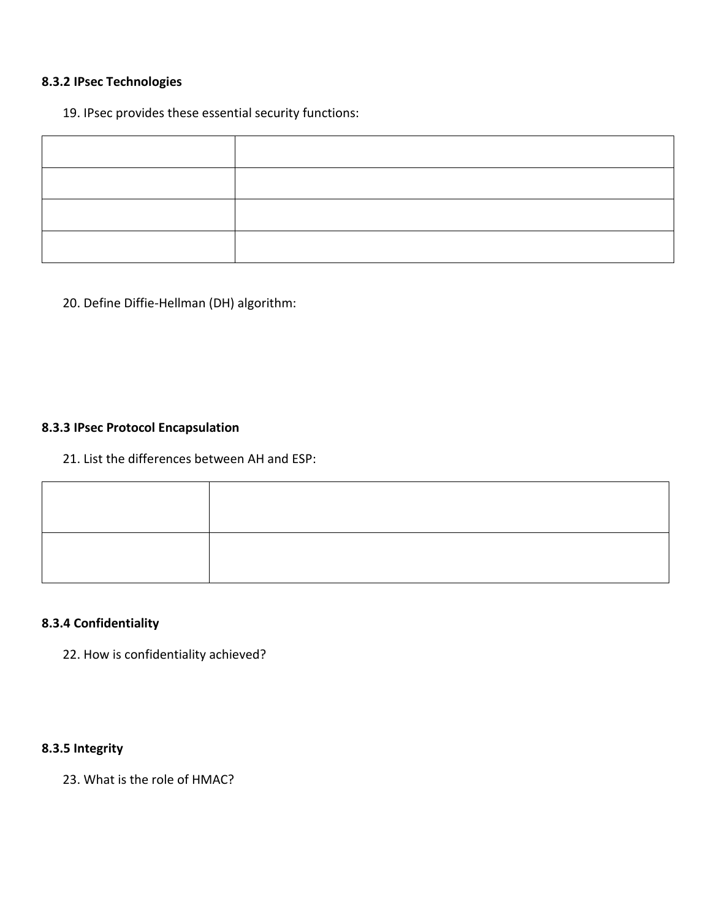### 8.3.2 IPsec Technologies

19. IPsec provides these essential security functions:

| | |
|---|---|
| | |
| | |
| | |
| | |

20. Define Diffie-Hellman (DH) algorithm:

### 8.3.3 IPsec Protocol Encapsulation

21. List the differences between AH and ESP:

| | |
|---|---|
| | |
| | |

### 8.3.4 Confidentiality

22. How is confidentiality achieved?

### 8.3.5 Integrity

23. What is the role of HMAC?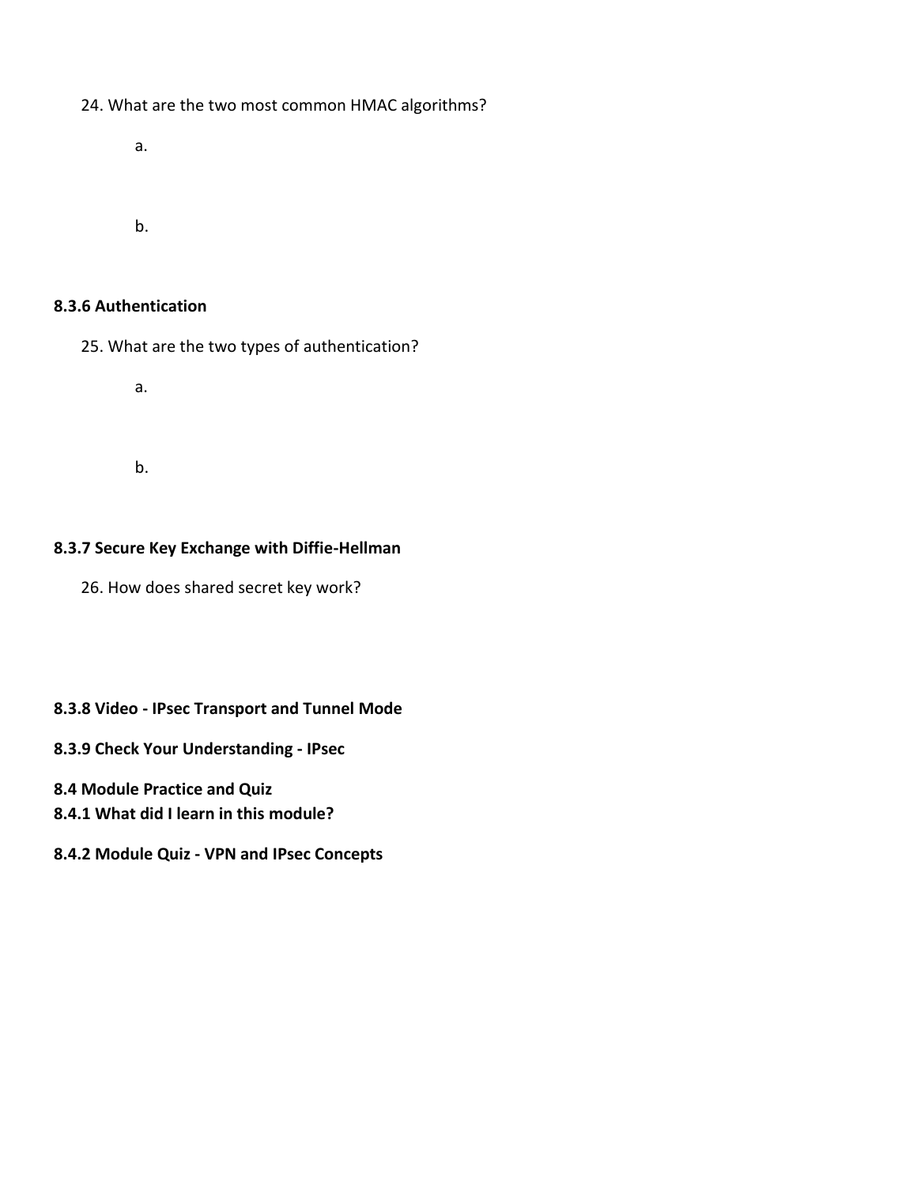24. What are the two most common HMAC algorithms?

    a.

    b.

**8.3.6 Authentication**

25. What are the two types of authentication?

    a.

    b.

**8.3.7 Secure Key Exchange with Diffie-Hellman**

26. How does shared secret key work?

**8.3.8 Video - IPsec Transport and Tunnel Mode**

**8.3.9 Check Your Understanding - IPsec**

**8.4 Module Practice and Quiz**

**8.4.1 What did I learn in this module?**

**8.4.2 Module Quiz - VPN and IPsec Concepts**